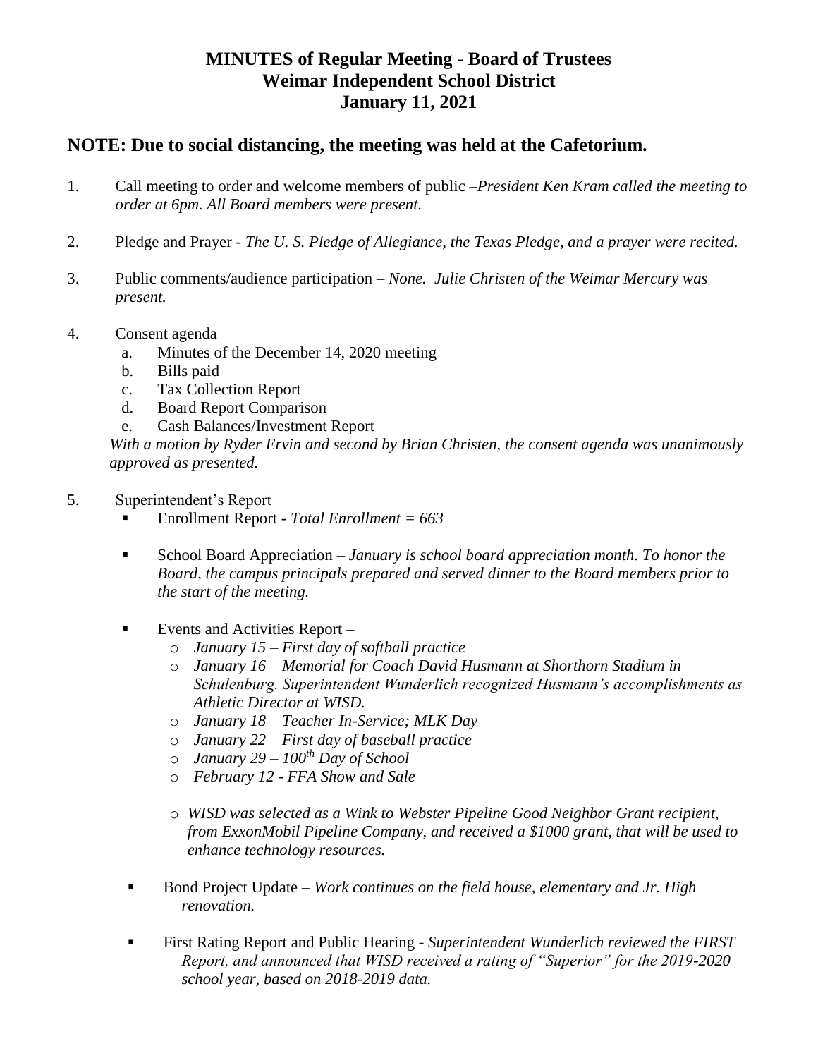# MINUTES of Regular Meeting - Board of Trustees
# Weimar Independent School District
# January 11, 2021

## NOTE: Due to social distancing, the meeting was held at the Cafetorium.

1. Call meeting to order and welcome members of public –*President Ken Kram called the meeting to order at 6pm. All Board members were present.*

2. Pledge and Prayer - *The U. S. Pledge of Allegiance, the Texas Pledge, and a prayer were recited.*

3. Public comments/audience participation – *None. Julie Christen of the Weimar Mercury was present.*

4. Consent agenda
   a. Minutes of the December 14, 2020 meeting
   b. Bills paid
   c. Tax Collection Report
   d. Board Report Comparison
   e. Cash Balances/Investment Report

   *With a motion by Ryder Ervin and second by Brian Christen, the consent agenda was unanimously approved as presented.*

5. Superintendent's Report
   - Enrollment Report - *Total Enrollment = 663*

   - School Board Appreciation – *January is school board appreciation month. To honor the Board, the campus principals prepared and served dinner to the Board members prior to the start of the meeting.*

   - Events and Activities Report –
     - *January 15 – First day of softball practice*
     - *January 16 – Memorial for Coach David Husmann at Shorthorn Stadium in Schulenburg. Superintendent Wunderlich recognized Husmann's accomplishments as Athletic Director at WISD.*
     - *January 18 – Teacher In-Service; MLK Day*
     - *January 22 – First day of baseball practice*
     - *January 29 – 100th Day of School*
     - *February 12 - FFA Show and Sale*

     - *WISD was selected as a Wink to Webster Pipeline Good Neighbor Grant recipient, from ExxonMobil Pipeline Company, and received a $1000 grant, that will be used to enhance technology resources.*

   - Bond Project Update – *Work continues on the field house, elementary and Jr. High renovation.*

   - First Rating Report and Public Hearing - *Superintendent Wunderlich reviewed the FIRST Report, and announced that WISD received a rating of "Superior" for the 2019-2020 school year, based on 2018-2019 data.*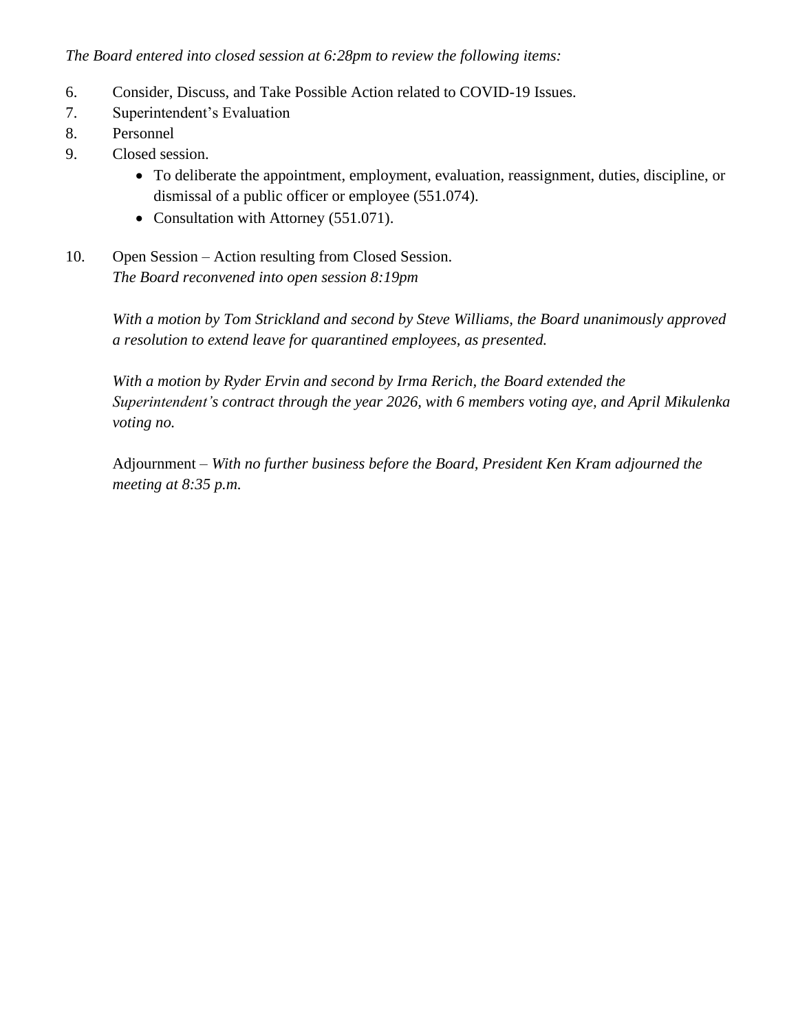*The Board entered into closed session at 6:28pm to review the following items:*

6. Consider, Discuss, and Take Possible Action related to COVID-19 Issues.
7. Superintendent's Evaluation
8. Personnel
9. Closed session.
    - To deliberate the appointment, employment, evaluation, reassignment, duties, discipline, or dismissal of a public officer or employee (551.074).
    - Consultation with Attorney (551.071).

10. Open Session – Action resulting from Closed Session.
    *The Board reconvened into open session 8:19pm*

    *With a motion by Tom Strickland and second by Steve Williams, the Board unanimously approved a resolution to extend leave for quarantined employees, as presented.*

    *With a motion by Ryder Ervin and second by Irma Rerich, the Board extended the Superintendent's contract through the year 2026, with 6 members voting aye, and April Mikulenka voting no.*

    Adjournment – *With no further business before the Board, President Ken Kram adjourned the meeting at 8:35 p.m.*